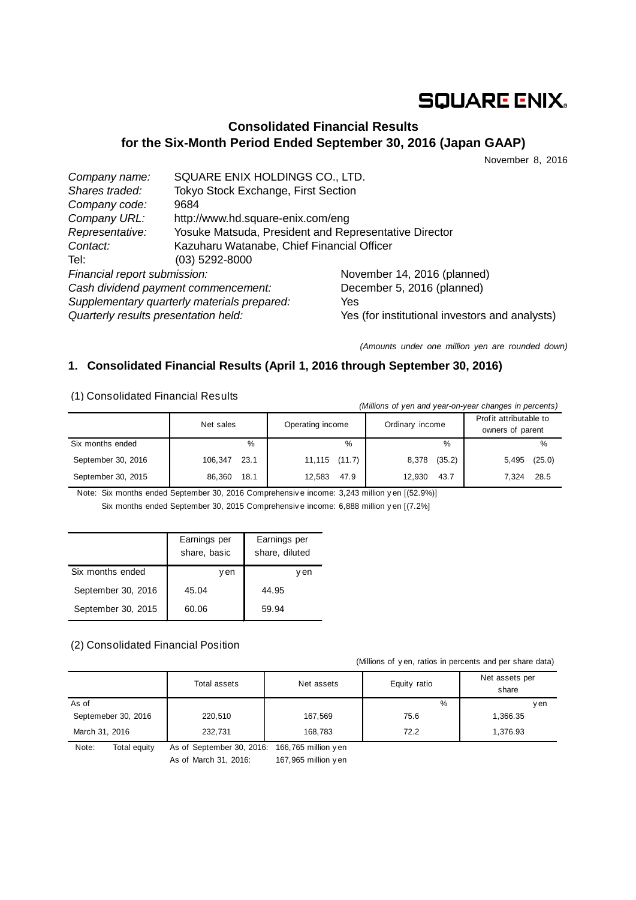SQUARE ENIX.

# Consolidated Financial Results for the Six-Month Period Ended September 30, 2016 (Japan GAAP)

November 8, 2016

| | |
|---|---|
| *Company name:* | SQUARE ENIX HOLDINGS CO., LTD. |
| *Shares traded:* | Tokyo Stock Exchange, First Section |
| *Company code:* | 9684 |
| *Company URL:* | http://www.hd.square-enix.com/eng |
| *Representative:* | Yosuke Matsuda, President and Representative Director |
| *Contact:* | Kazuharu Watanabe, Chief Financial Officer |
| Tel: | (03) 5292-8000 |

| | |
|---|---|
| *Financial report submission:* | November 14, 2016 (planned) |
| *Cash dividend payment commencement:* | December 5, 2016 (planned) |
| *Supplementary quarterly materials prepared:* | Yes |
| *Quarterly results presentation held:* | Yes (for institutional investors and analysts) |

*(Amounts under one million yen are rounded down)*

## 1. Consolidated Financial Results (April 1, 2016 through September 30, 2016)

### (1) Consolidated Financial Results

*(Millions of yen and year-on-year changes in percents)*

| | Net sales | | Operating income | | Ordinary income | | Profit attributable to owners of parent | |
|---|---|---|---|---|---|---|---|---|
| Six months ended | | % | | % | | % | | % |
| September 30, 2016 | 106,347 | 23.1 | 11,115 | (11.7) | 8,378 | (35.2) | 5,495 | (25.0) |
| September 30, 2015 | 86,360 | 18.1 | 12,583 | 47.9 | 12,930 | 43.7 | 7,324 | 28.5 |

Note: Six months ended September 30, 2016 Comprehensive income: 3,243 million yen [(52.9%)]

Six months ended September 30, 2015 Comprehensive income: 6,888 million yen [(7.2%]

| | Earnings per share, basic | Earnings per share, diluted |
|---|---|---|
| Six months ended | yen | yen |
| September 30, 2016 | 45.04 | 44.95 |
| September 30, 2015 | 60.06 | 59.94 |

### (2) Consolidated Financial Position

(Millions of yen, ratios in percents and per share data)

| | Total assets | Net assets | Equity ratio | Net assets per share |
|---|---|---|---|---|
| As of | | | % | yen |
| Septemeber 30, 2016 | 220,510 | 167,569 | 75.6 | 1,366.35 |
| March 31, 2016 | 232,731 | 168,783 | 72.2 | 1,376.93 |

Note: Total equity As of September 30, 2016: 166,765 million yen

As of March 31, 2016: 167,965 million yen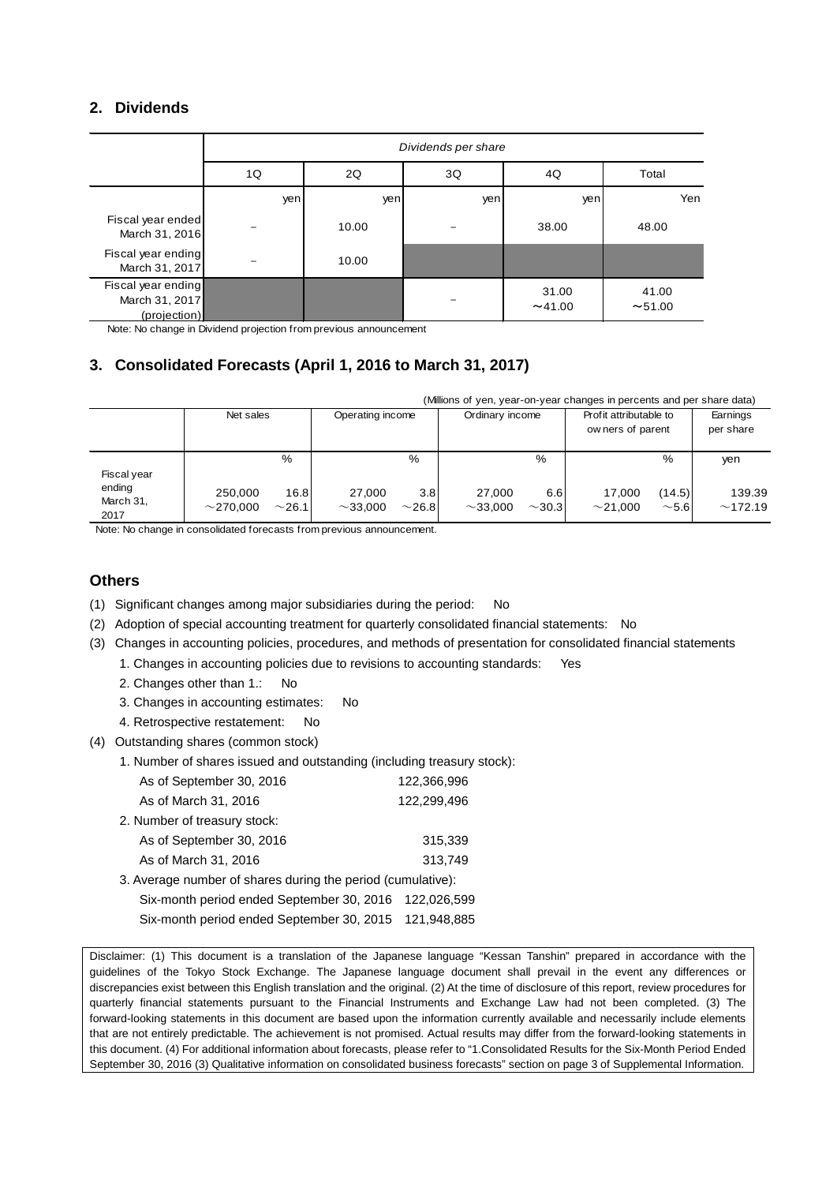## 2. Dividends

| | *Dividends per share* | | | | |
|---|---|---|---|---|---|
| | 1Q | 2Q | 3Q | 4Q | Total |
| | yen | yen | yen | yen | Yen |
| Fiscal year ended March 31, 2016 | – | 10.00 | – | 38.00 | 48.00 |
| Fiscal year ending March 31, 2017 | – | 10.00 | | | |
| Fiscal year ending March 31, 2017 (projection) | | | – | 31.00 ～41.00 | 41.00 ～51.00 |

Note: No change in Dividend projection from previous announcement

## 3. Consolidated Forecasts (April 1, 2016 to March 31, 2017)

(Millions of yen, year-on-year changes in percents and per share data)

| | Net sales | | Operating income | | Ordinary income | | Profit attributable to owners of parent | | Earnings per share |
|---|---|---|---|---|---|---|---|---|---|
| | | % | | % | | % | | % | yen |
| Fiscal year ending March 31, 2017 | 250,000 ～270,000 | 16.8 ～26.1 | 27,000 ～33,000 | 3.8 ～26.8 | 27,000 ～33,000 | 6.6 ～30.3 | 17,000 ～21,000 | (14.5) ～5.6 | 139.39 ～172.19 |

Note: No change in consolidated forecasts from previous announcement.

## Others

(1) Significant changes among major subsidiaries during the period: No

(2) Adoption of special accounting treatment for quarterly consolidated financial statements: No

(3) Changes in accounting policies, procedures, and methods of presentation for consolidated financial statements

1. Changes in accounting policies due to revisions to accounting standards: Yes
2. Changes other than 1.: No
3. Changes in accounting estimates: No
4. Retrospective restatement: No

(4) Outstanding shares (common stock)

1. Number of shares issued and outstanding (including treasury stock):

| | |
|---|---|
| As of September 30, 2016 | 122,366,996 |
| As of March 31, 2016 | 122,299,496 |

2. Number of treasury stock:

| | |
|---|---|
| As of September 30, 2016 | 315,339 |
| As of March 31, 2016 | 313,749 |

3. Average number of shares during the period (cumulative):

| | |
|---|---|
| Six-month period ended September 30, 2016 | 122,026,599 |
| Six-month period ended September 30, 2015 | 121,948,885 |

Disclaimer: (1) This document is a translation of the Japanese language "Kessan Tanshin" prepared in accordance with the guidelines of the Tokyo Stock Exchange. The Japanese language document shall prevail in the event any differences or discrepancies exist between this English translation and the original. (2) At the time of disclosure of this report, review procedures for quarterly financial statements pursuant to the Financial Instruments and Exchange Law had not been completed. (3) The forward-looking statements in this document are based upon the information currently available and necessarily include elements that are not entirely predictable. The achievement is not promised. Actual results may differ from the forward-looking statements in this document. (4) For additional information about forecasts, please refer to "1.Consolidated Results for the Six-Month Period Ended September 30, 2016 (3) Qualitative information on consolidated business forecasts" section on page 3 of Supplemental Information.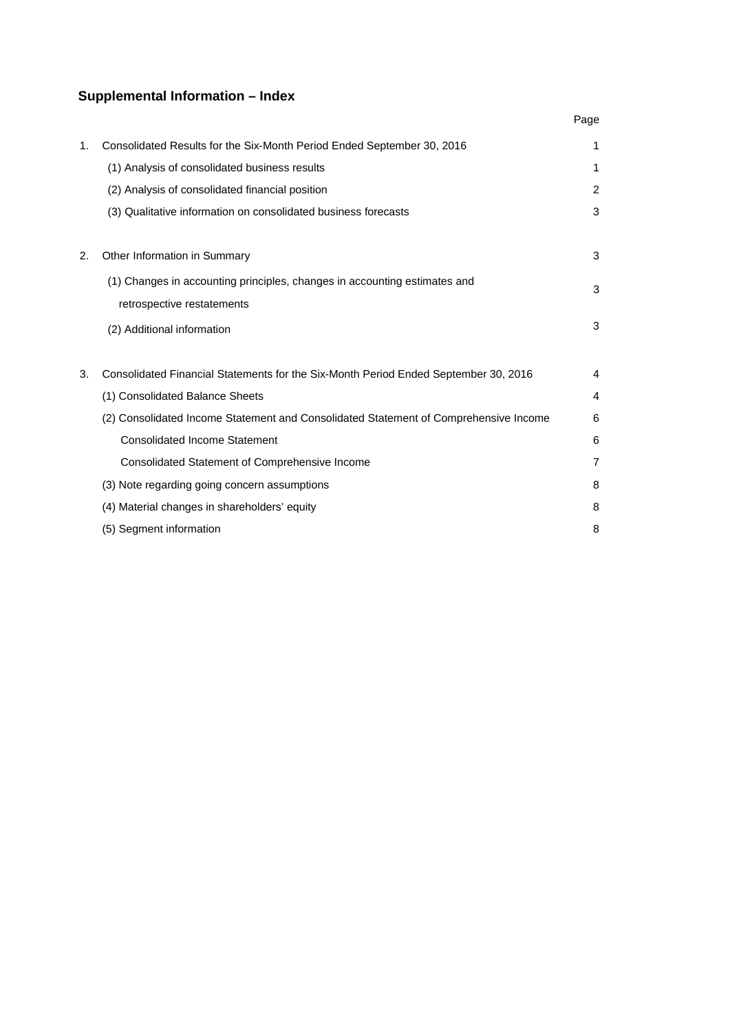## Supplemental Information – Index

| | | Page |
|---|---|---|
| 1. | Consolidated Results for the Six-Month Period Ended September 30, 2016 | 1 |
| | (1) Analysis of consolidated business results | 1 |
| | (2) Analysis of consolidated financial position | 2 |
| | (3) Qualitative information on consolidated business forecasts | 3 |
| 2. | Other Information in Summary | 3 |
| | (1) Changes in accounting principles, changes in accounting estimates and retrospective restatements | 3 |
| | (2) Additional information | 3 |
| 3. | Consolidated Financial Statements for the Six-Month Period Ended September 30, 2016 | 4 |
| | (1) Consolidated Balance Sheets | 4 |
| | (2) Consolidated Income Statement and Consolidated Statement of Comprehensive Income | 6 |
| | Consolidated Income Statement | 6 |
| | Consolidated Statement of Comprehensive Income | 7 |
| | (3) Note regarding going concern assumptions | 8 |
| | (4) Material changes in shareholders' equity | 8 |
| | (5) Segment information | 8 |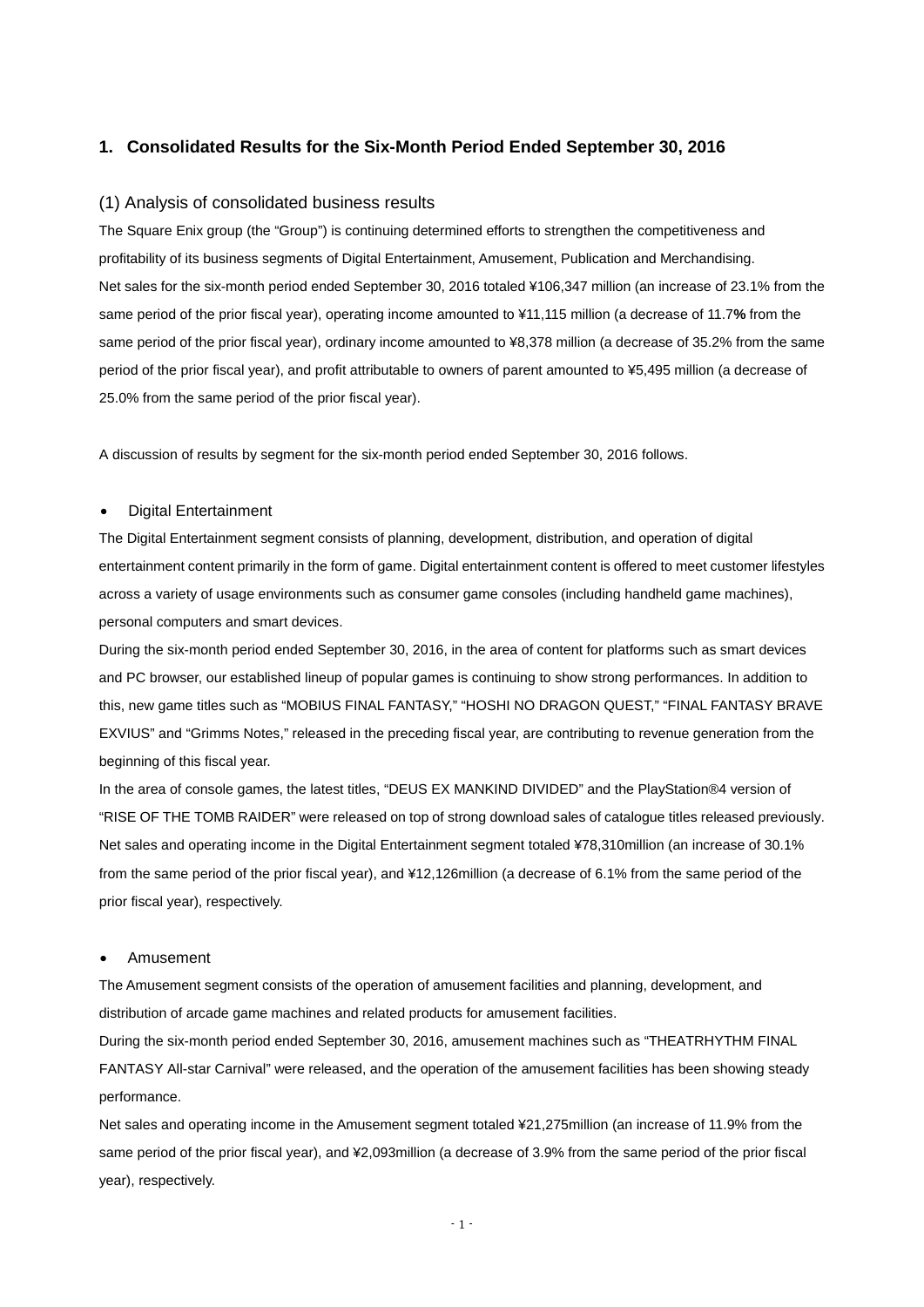## 1. Consolidated Results for the Six-Month Period Ended September 30, 2016

### (1) Analysis of consolidated business results

The Square Enix group (the "Group") is continuing determined efforts to strengthen the competitiveness and profitability of its business segments of Digital Entertainment, Amusement, Publication and Merchandising.

Net sales for the six-month period ended September 30, 2016 totaled ¥106,347 million (an increase of 23.1% from the same period of the prior fiscal year), operating income amounted to ¥11,115 million (a decrease of 11.7% from the same period of the prior fiscal year), ordinary income amounted to ¥8,378 million (a decrease of 35.2% from the same period of the prior fiscal year), and profit attributable to owners of parent amounted to ¥5,495 million (a decrease of 25.0% from the same period of the prior fiscal year).

A discussion of results by segment for the six-month period ended September 30, 2016 follows.

- Digital Entertainment

The Digital Entertainment segment consists of planning, development, distribution, and operation of digital entertainment content primarily in the form of game. Digital entertainment content is offered to meet customer lifestyles across a variety of usage environments such as consumer game consoles (including handheld game machines), personal computers and smart devices.

During the six-month period ended September 30, 2016, in the area of content for platforms such as smart devices and PC browser, our established lineup of popular games is continuing to show strong performances. In addition to this, new game titles such as "MOBIUS FINAL FANTASY," "HOSHI NO DRAGON QUEST," "FINAL FANTASY BRAVE EXVIUS" and "Grimms Notes," released in the preceding fiscal year, are contributing to revenue generation from the beginning of this fiscal year.

In the area of console games, the latest titles, "DEUS EX MANKIND DIVIDED" and the PlayStation®4 version of "RISE OF THE TOMB RAIDER" were released on top of strong download sales of catalogue titles released previously.

Net sales and operating income in the Digital Entertainment segment totaled ¥78,310million (an increase of 30.1% from the same period of the prior fiscal year), and ¥12,126million (a decrease of 6.1% from the same period of the prior fiscal year), respectively.

- Amusement

The Amusement segment consists of the operation of amusement facilities and planning, development, and distribution of arcade game machines and related products for amusement facilities.

During the six-month period ended September 30, 2016, amusement machines such as "THEATRHYTHM FINAL FANTASY All-star Carnival" were released, and the operation of the amusement facilities has been showing steady performance.

Net sales and operating income in the Amusement segment totaled ¥21,275million (an increase of 11.9% from the same period of the prior fiscal year), and ¥2,093million (a decrease of 3.9% from the same period of the prior fiscal year), respectively.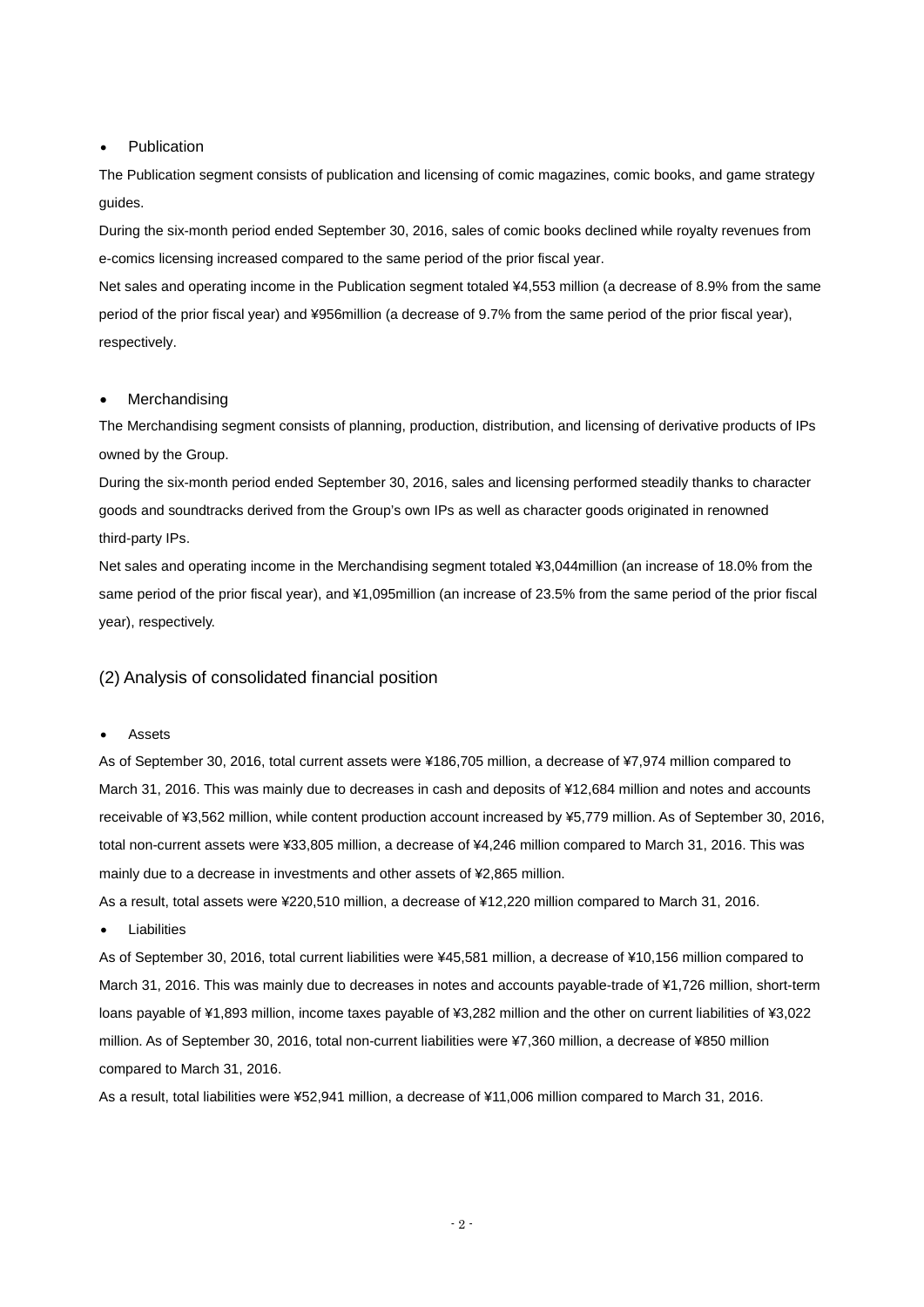- Publication

The Publication segment consists of publication and licensing of comic magazines, comic books, and game strategy guides.

During the six-month period ended September 30, 2016, sales of comic books declined while royalty revenues from e-comics licensing increased compared to the same period of the prior fiscal year.

Net sales and operating income in the Publication segment totaled ¥4,553 million (a decrease of 8.9% from the same period of the prior fiscal year) and ¥956million (a decrease of 9.7% from the same period of the prior fiscal year), respectively.

- Merchandising

The Merchandising segment consists of planning, production, distribution, and licensing of derivative products of IPs owned by the Group.

During the six-month period ended September 30, 2016, sales and licensing performed steadily thanks to character goods and soundtracks derived from the Group's own IPs as well as character goods originated in renowned third-party IPs.

Net sales and operating income in the Merchandising segment totaled ¥3,044million (an increase of 18.0% from the same period of the prior fiscal year), and ¥1,095million (an increase of 23.5% from the same period of the prior fiscal year), respectively.

## (2) Analysis of consolidated financial position

- Assets

As of September 30, 2016, total current assets were ¥186,705 million, a decrease of ¥7,974 million compared to March 31, 2016. This was mainly due to decreases in cash and deposits of ¥12,684 million and notes and accounts receivable of ¥3,562 million, while content production account increased by ¥5,779 million. As of September 30, 2016, total non-current assets were ¥33,805 million, a decrease of ¥4,246 million compared to March 31, 2016. This was mainly due to a decrease in investments and other assets of ¥2,865 million.

As a result, total assets were ¥220,510 million, a decrease of ¥12,220 million compared to March 31, 2016.

- Liabilities

As of September 30, 2016, total current liabilities were ¥45,581 million, a decrease of ¥10,156 million compared to March 31, 2016. This was mainly due to decreases in notes and accounts payable-trade of ¥1,726 million, short-term loans payable of ¥1,893 million, income taxes payable of ¥3,282 million and the other on current liabilities of ¥3,022 million. As of September 30, 2016, total non-current liabilities were ¥7,360 million, a decrease of ¥850 million compared to March 31, 2016.

As a result, total liabilities were ¥52,941 million, a decrease of ¥11,006 million compared to March 31, 2016.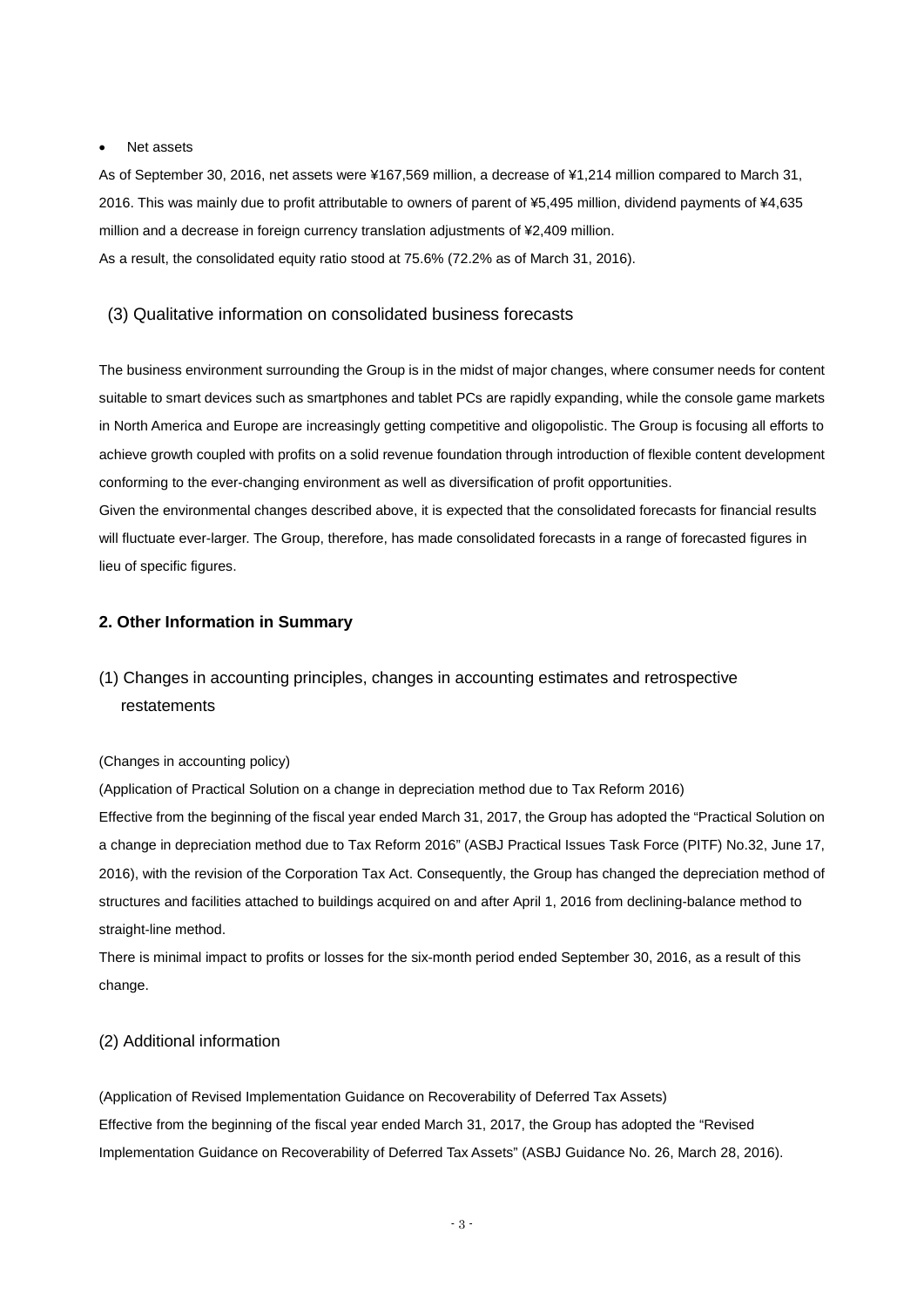- Net assets

As of September 30, 2016, net assets were ¥167,569 million, a decrease of ¥1,214 million compared to March 31, 2016. This was mainly due to profit attributable to owners of parent of ¥5,495 million, dividend payments of ¥4,635 million and a decrease in foreign currency translation adjustments of ¥2,409 million.
As a result, the consolidated equity ratio stood at 75.6% (72.2% as of March 31, 2016).

### (3) Qualitative information on consolidated business forecasts

The business environment surrounding the Group is in the midst of major changes, where consumer needs for content suitable to smart devices such as smartphones and tablet PCs are rapidly expanding, while the console game markets in North America and Europe are increasingly getting competitive and oligopolistic. The Group is focusing all efforts to achieve growth coupled with profits on a solid revenue foundation through introduction of flexible content development conforming to the ever-changing environment as well as diversification of profit opportunities.
Given the environmental changes described above, it is expected that the consolidated forecasts for financial results will fluctuate ever-larger. The Group, therefore, has made consolidated forecasts in a range of forecasted figures in lieu of specific figures.

## 2. Other Information in Summary

### (1) Changes in accounting principles, changes in accounting estimates and retrospective restatements

(Changes in accounting policy)

(Application of Practical Solution on a change in depreciation method due to Tax Reform 2016)

Effective from the beginning of the fiscal year ended March 31, 2017, the Group has adopted the "Practical Solution on a change in depreciation method due to Tax Reform 2016" (ASBJ Practical Issues Task Force (PITF) No.32, June 17, 2016), with the revision of the Corporation Tax Act. Consequently, the Group has changed the depreciation method of structures and facilities attached to buildings acquired on and after April 1, 2016 from declining-balance method to straight-line method.

There is minimal impact to profits or losses for the six-month period ended September 30, 2016, as a result of this change.

### (2) Additional information

(Application of Revised Implementation Guidance on Recoverability of Deferred Tax Assets)

Effective from the beginning of the fiscal year ended March 31, 2017, the Group has adopted the "Revised Implementation Guidance on Recoverability of Deferred Tax Assets" (ASBJ Guidance No. 26, March 28, 2016).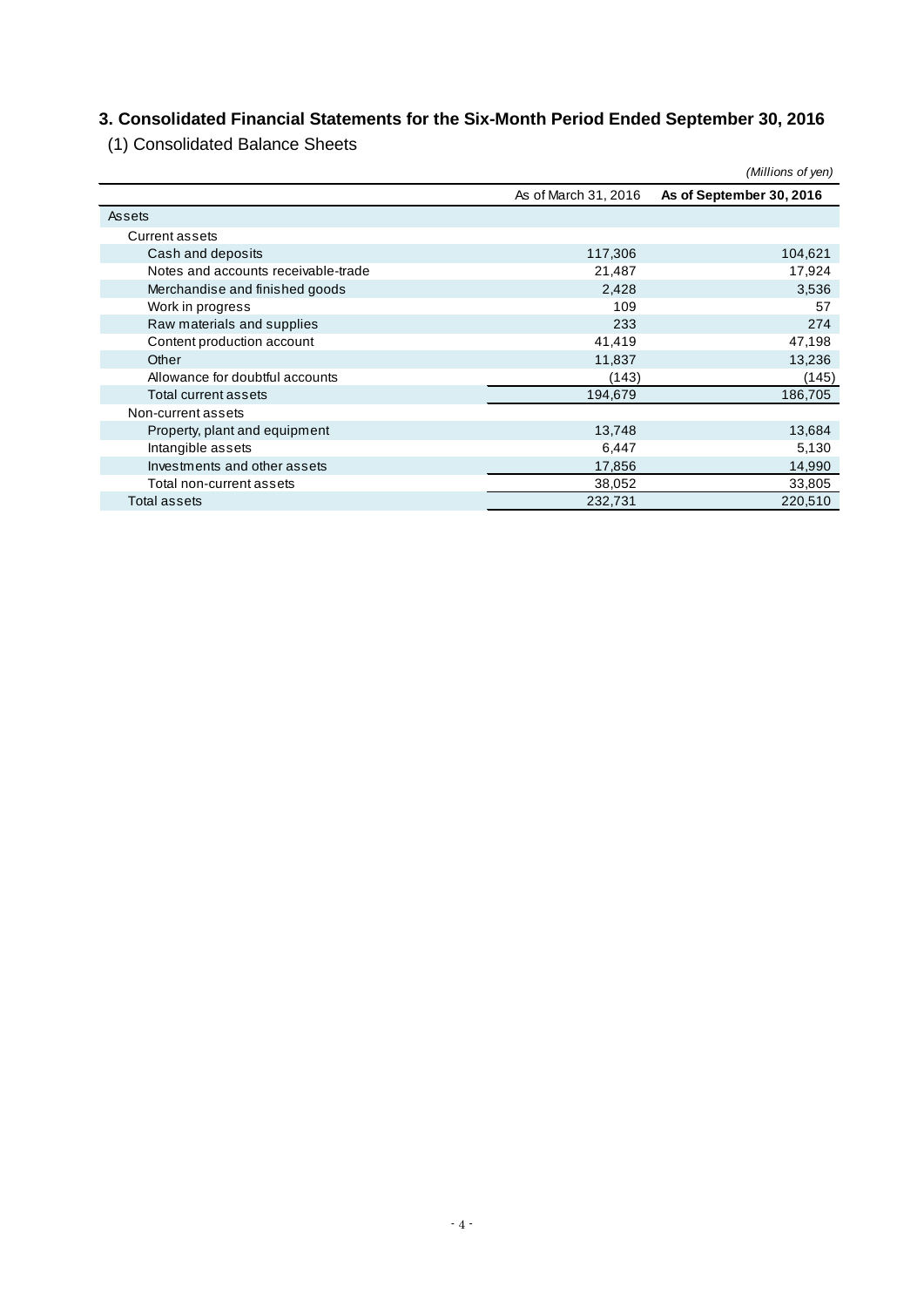## 3. Consolidated Financial Statements for the Six-Month Period Ended September 30, 2016

### (1) Consolidated Balance Sheets

*(Millions of yen)*

| | As of March 31, 2016 | **As of September 30, 2016** |
|---|---|---|
| Assets | | |
| Current assets | | |
| Cash and deposits | 117,306 | 104,621 |
| Notes and accounts receivable-trade | 21,487 | 17,924 |
| Merchandise and finished goods | 2,428 | 3,536 |
| Work in progress | 109 | 57 |
| Raw materials and supplies | 233 | 274 |
| Content production account | 41,419 | 47,198 |
| Other | 11,837 | 13,236 |
| Allowance for doubtful accounts | (143) | (145) |
| Total current assets | 194,679 | 186,705 |
| Non-current assets | | |
| Property, plant and equipment | 13,748 | 13,684 |
| Intangible assets | 6,447 | 5,130 |
| Investments and other assets | 17,856 | 14,990 |
| Total non-current assets | 38,052 | 33,805 |
| Total assets | 232,731 | 220,510 |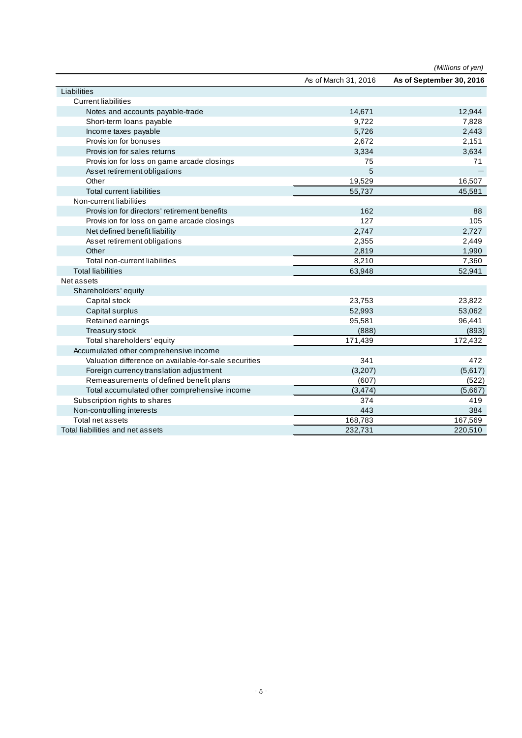*(Millions of yen)*

| | As of March 31, 2016 | **As of September 30, 2016** |
|---|---|---|
| Liabilities | | |
| Current liabilities | | |
| Notes and accounts payable-trade | 14,671 | 12,944 |
| Short-term loans payable | 9,722 | 7,828 |
| Income taxes payable | 5,726 | 2,443 |
| Provision for bonuses | 2,672 | 2,151 |
| Provision for sales returns | 3,334 | 3,634 |
| Provision for loss on game arcade closings | 75 | 71 |
| Asset retirement obligations | 5 | — |
| Other | 19,529 | 16,507 |
| Total current liabilities | 55,737 | 45,581 |
| Non-current liabilities | | |
| Provision for directors' retirement benefits | 162 | 88 |
| Provision for loss on game arcade closings | 127 | 105 |
| Net defined benefit liability | 2,747 | 2,727 |
| Asset retirement obligations | 2,355 | 2,449 |
| Other | 2,819 | 1,990 |
| Total non-current liabilities | 8,210 | 7,360 |
| Total liabilities | 63,948 | 52,941 |
| Net assets | | |
| Shareholders' equity | | |
| Capital stock | 23,753 | 23,822 |
| Capital surplus | 52,993 | 53,062 |
| Retained earnings | 95,581 | 96,441 |
| Treasury stock | (888) | (893) |
| Total shareholders' equity | 171,439 | 172,432 |
| Accumulated other comprehensive income | | |
| Valuation difference on available-for-sale securities | 341 | 472 |
| Foreign currency translation adjustment | (3,207) | (5,617) |
| Remeasurements of defined benefit plans | (607) | (522) |
| Total accumulated other comprehensive income | (3,474) | (5,667) |
| Subscription rights to shares | 374 | 419 |
| Non-controlling interests | 443 | 384 |
| Total net assets | 168,783 | 167,569 |
| Total liabilities and net assets | 232,731 | 220,510 |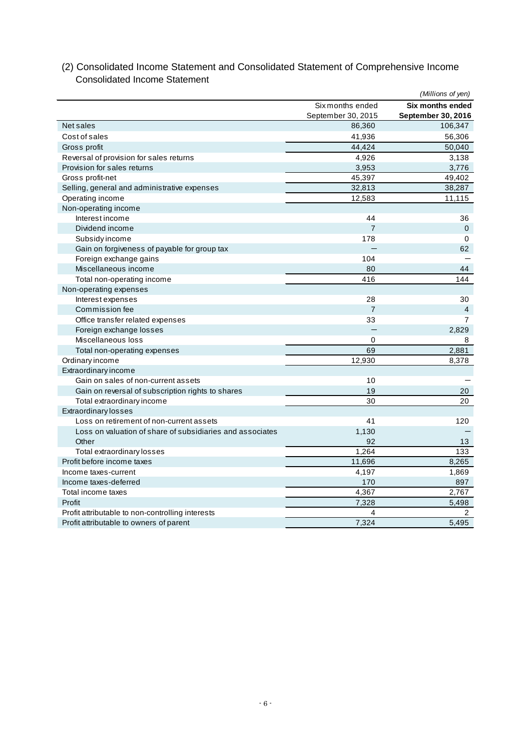## (2) Consolidated Income Statement and Consolidated Statement of Comprehensive Income

### Consolidated Income Statement

*(Millions of yen)*

| | Six months ended September 30, 2015 | **Six months ended September 30, 2016** |
|---|---|---|
| Net sales | 86,360 | 106,347 |
| Cost of sales | 41,936 | 56,306 |
| Gross profit | 44,424 | 50,040 |
| Reversal of provision for sales returns | 4,926 | 3,138 |
| Provision for sales returns | 3,953 | 3,776 |
| Gross profit-net | 45,397 | 49,402 |
| Selling, general and administrative expenses | 32,813 | 38,287 |
| Operating income | 12,583 | 11,115 |
| Non-operating income | | |
| Interest income | 44 | 36 |
| Dividend income | 7 | 0 |
| Subsidy income | 178 | 0 |
| Gain on forgiveness of payable for group tax | － | 62 |
| Foreign exchange gains | 104 | － |
| Miscellaneous income | 80 | 44 |
| Total non-operating income | 416 | 144 |
| Non-operating expenses | | |
| Interest expenses | 28 | 30 |
| Commission fee | 7 | 4 |
| Office transfer related expenses | 33 | 7 |
| Foreign exchange losses | － | 2,829 |
| Miscellaneous loss | 0 | 8 |
| Total non-operating expenses | 69 | 2,881 |
| Ordinary income | 12,930 | 8,378 |
| Extraordinary income | | |
| Gain on sales of non-current assets | 10 | － |
| Gain on reversal of subscription rights to shares | 19 | 20 |
| Total extraordinary income | 30 | 20 |
| Extraordinary losses | | |
| Loss on retirement of non-current assets | 41 | 120 |
| Loss on valuation of share of subsidiaries and associates | 1,130 | － |
| Other | 92 | 13 |
| Total extraordinary losses | 1,264 | 133 |
| Profit before income taxes | 11,696 | 8,265 |
| Income taxes-current | 4,197 | 1,869 |
| Income taxes-deferred | 170 | 897 |
| Total income taxes | 4,367 | 2,767 |
| Profit | 7,328 | 5,498 |
| Profit attributable to non-controlling interests | 4 | 2 |
| Profit attributable to owners of parent | 7,324 | 5,495 |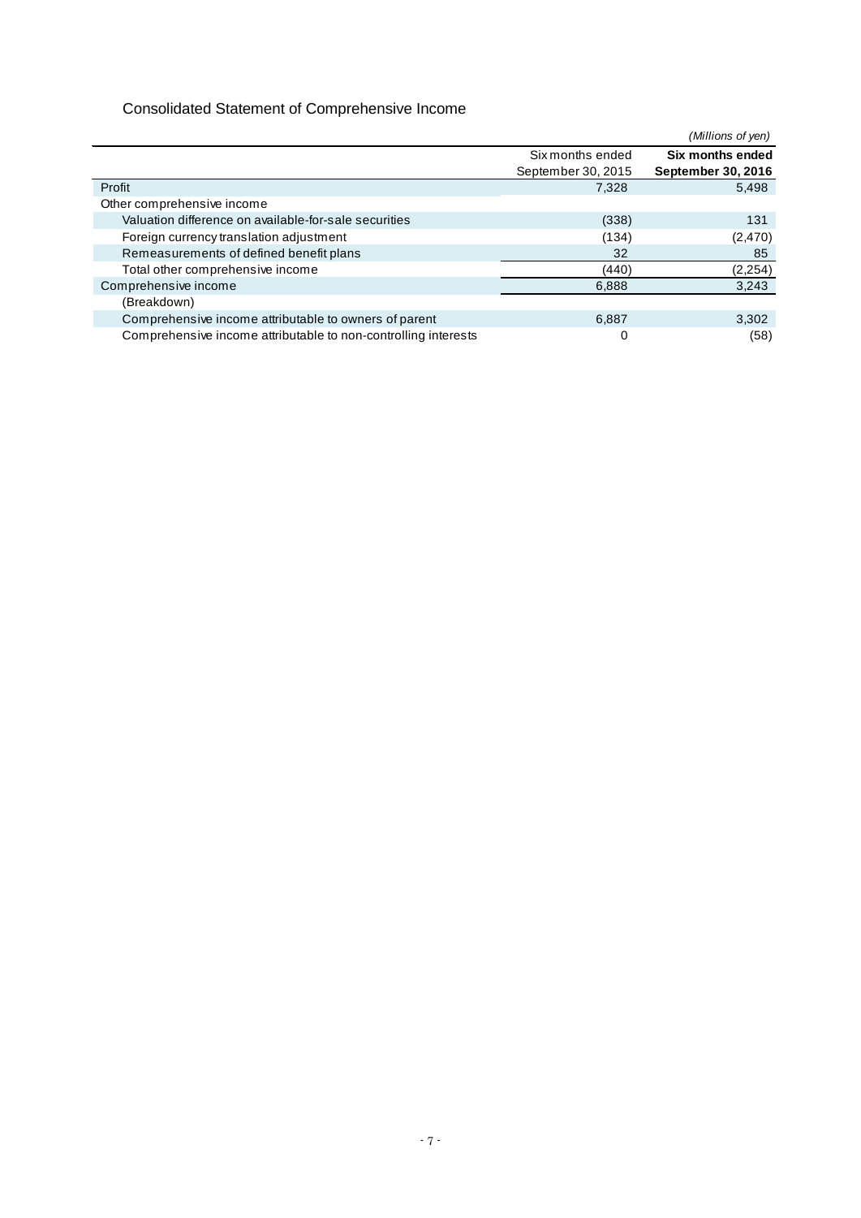## Consolidated Statement of Comprehensive Income

*(Millions of yen)*

| | Six months ended September 30, 2015 | **Six months ended September 30, 2016** |
|---|---|---|
| Profit | 7,328 | 5,498 |
| Other comprehensive income | | |
| Valuation difference on available-for-sale securities | (338) | 131 |
| Foreign currency translation adjustment | (134) | (2,470) |
| Remeasurements of defined benefit plans | 32 | 85 |
| Total other comprehensive income | (440) | (2,254) |
| Comprehensive income | 6,888 | 3,243 |
| (Breakdown) | | |
| Comprehensive income attributable to owners of parent | 6,887 | 3,302 |
| Comprehensive income attributable to non-controlling interests | 0 | (58) |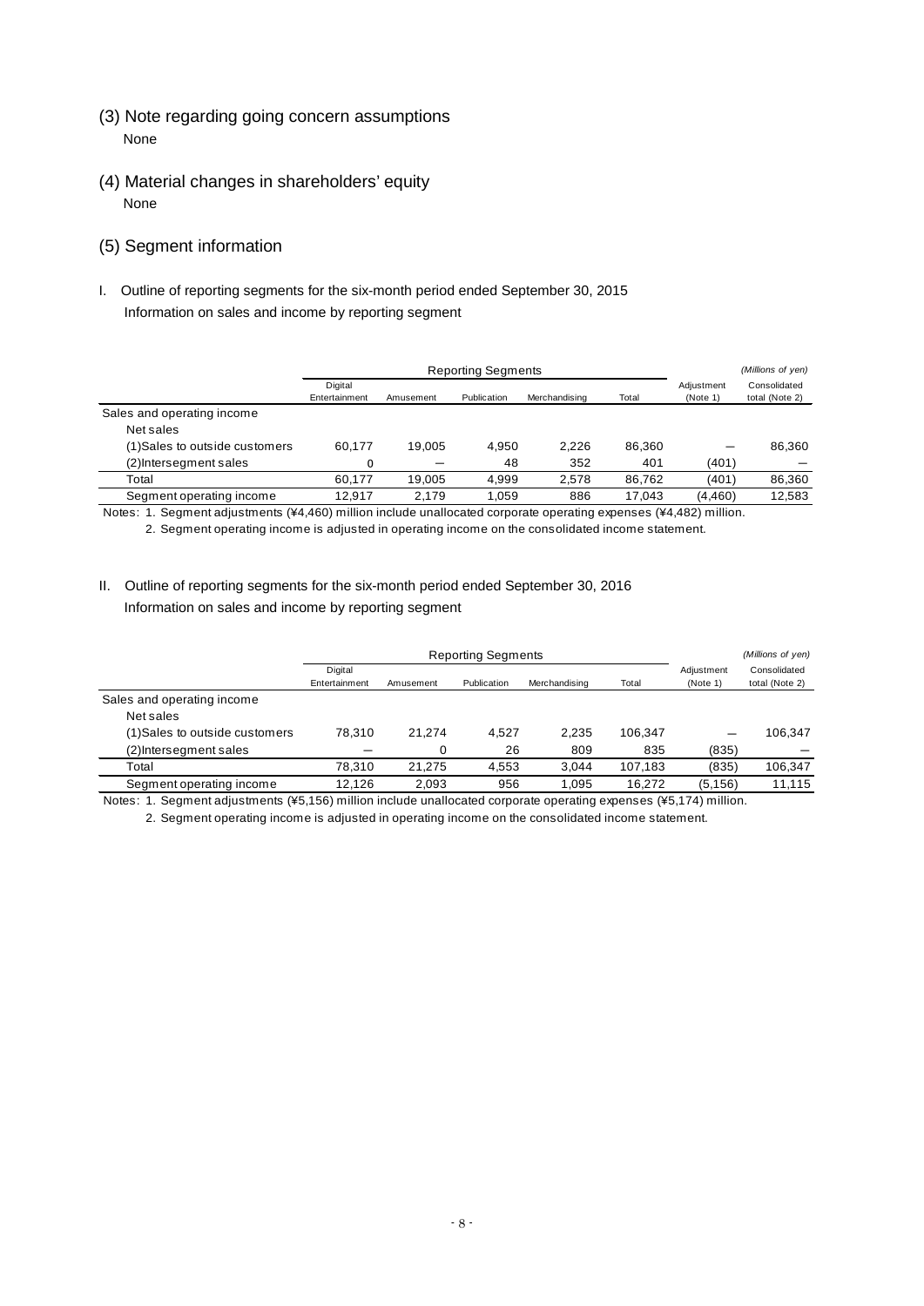## (3) Note regarding going concern assumptions

None

## (4) Material changes in shareholders' equity

None

## (5) Segment information

I. Outline of reporting segments for the six-month period ended September 30, 2015

Information on sales and income by reporting segment

*(Millions of yen)*

| | Reporting Segments | | | | | | |
|---|---|---|---|---|---|---|---|
| | Digital Entertainment | Amusement | Publication | Merchandising | Total | Adjustment (Note 1) | Consolidated total (Note 2) |
| Sales and operating income | | | | | | | |
| Net sales | | | | | | | |
| (1)Sales to outside customers | 60,177 | 19,005 | 4,950 | 2,226 | 86,360 | ― | 86,360 |
| (2)Intersegment sales | 0 | ― | 48 | 352 | 401 | (401) | ― |
| Total | 60,177 | 19,005 | 4,999 | 2,578 | 86,762 | (401) | 86,360 |
| Segment operating income | 12,917 | 2,179 | 1,059 | 886 | 17,043 | (4,460) | 12,583 |

Notes: 1. Segment adjustments (¥4,460) million include unallocated corporate operating expenses (¥4,482) million.

2. Segment operating income is adjusted in operating income on the consolidated income statement.

II. Outline of reporting segments for the six-month period ended September 30, 2016

Information on sales and income by reporting segment

*(Millions of yen)*

| | Reporting Segments | | | | | | |
|---|---|---|---|---|---|---|---|
| | Digital Entertainment | Amusement | Publication | Merchandising | Total | Adjustment (Note 1) | Consolidated total (Note 2) |
| Sales and operating income | | | | | | | |
| Net sales | | | | | | | |
| (1)Sales to outside customers | 78,310 | 21,274 | 4,527 | 2,235 | 106,347 | ― | 106,347 |
| (2)Intersegment sales | ― | 0 | 26 | 809 | 835 | (835) | ― |
| Total | 78,310 | 21,275 | 4,553 | 3,044 | 107,183 | (835) | 106,347 |
| Segment operating income | 12,126 | 2,093 | 956 | 1,095 | 16,272 | (5,156) | 11,115 |

Notes: 1. Segment adjustments (¥5,156) million include unallocated corporate operating expenses (¥5,174) million.

2. Segment operating income is adjusted in operating income on the consolidated income statement.